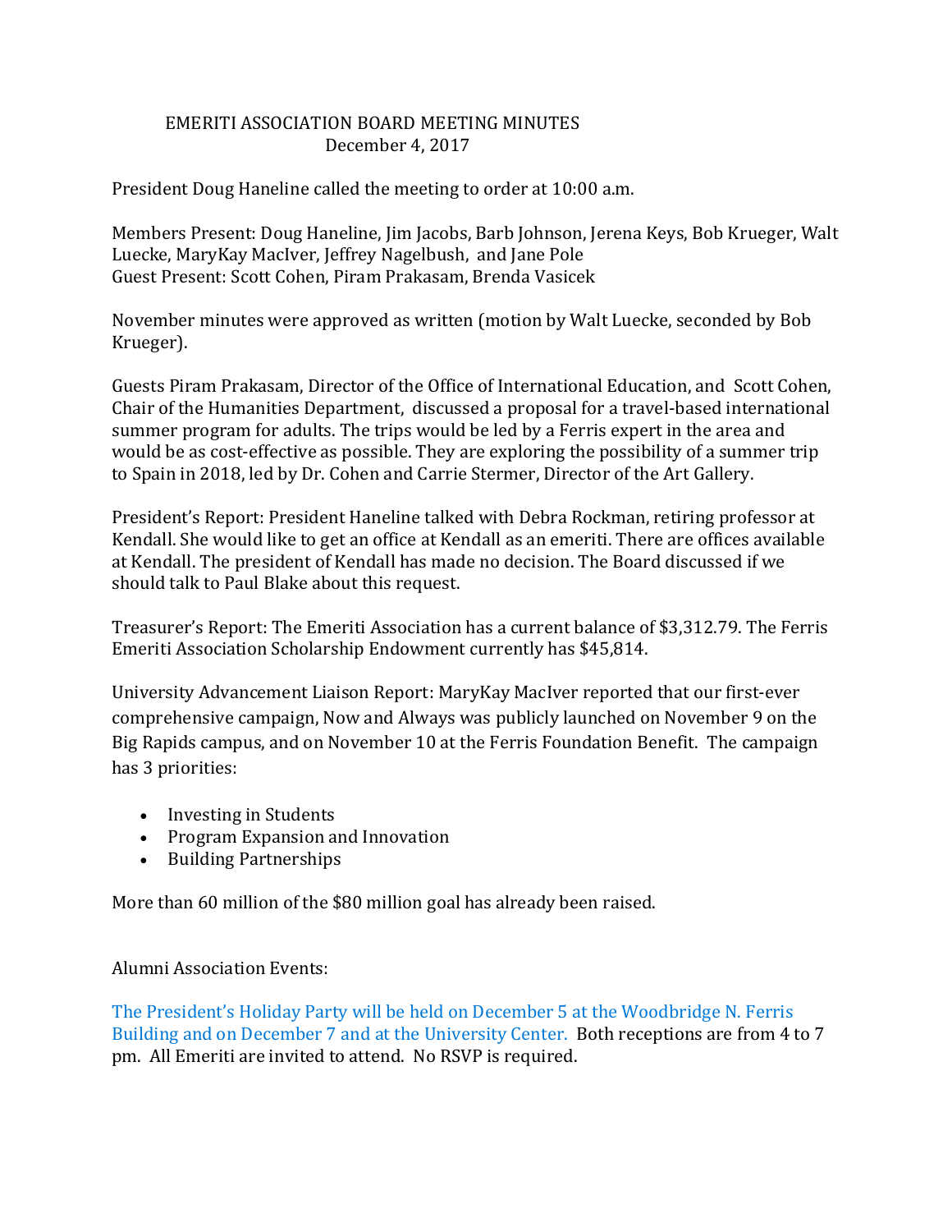# EMERITI ASSOCIATION BOARD MEETING MINUTES
December 4, 2017

President Doug Haneline called the meeting to order at 10:00 a.m.

Members Present: Doug Haneline, Jim Jacobs, Barb Johnson, Jerena Keys, Bob Krueger, Walt Luecke, MaryKay MacIver, Jeffrey Nagelbush, and Jane Pole
Guest Present: Scott Cohen, Piram Prakasam, Brenda Vasicek

November minutes were approved as written (motion by Walt Luecke, seconded by Bob Krueger).

Guests Piram Prakasam, Director of the Office of International Education, and Scott Cohen, Chair of the Humanities Department, discussed a proposal for a travel-based international summer program for adults. The trips would be led by a Ferris expert in the area and would be as cost-effective as possible. They are exploring the possibility of a summer trip to Spain in 2018, led by Dr. Cohen and Carrie Stermer, Director of the Art Gallery.

President's Report: President Haneline talked with Debra Rockman, retiring professor at Kendall. She would like to get an office at Kendall as an emeriti. There are offices available at Kendall. The president of Kendall has made no decision. The Board discussed if we should talk to Paul Blake about this request.

Treasurer's Report: The Emeriti Association has a current balance of $3,312.79. The Ferris Emeriti Association Scholarship Endowment currently has $45,814.

University Advancement Liaison Report: MaryKay MacIver reported that our first-ever comprehensive campaign, Now and Always was publicly launched on November 9 on the Big Rapids campus, and on November 10 at the Ferris Foundation Benefit. The campaign has 3 priorities:

- Investing in Students
- Program Expansion and Innovation
- Building Partnerships

More than 60 million of the $80 million goal has already been raised.

Alumni Association Events:

The President's Holiday Party will be held on December 5 at the Woodbridge N. Ferris Building and on December 7 and at the University Center. Both receptions are from 4 to 7 pm. All Emeriti are invited to attend. No RSVP is required.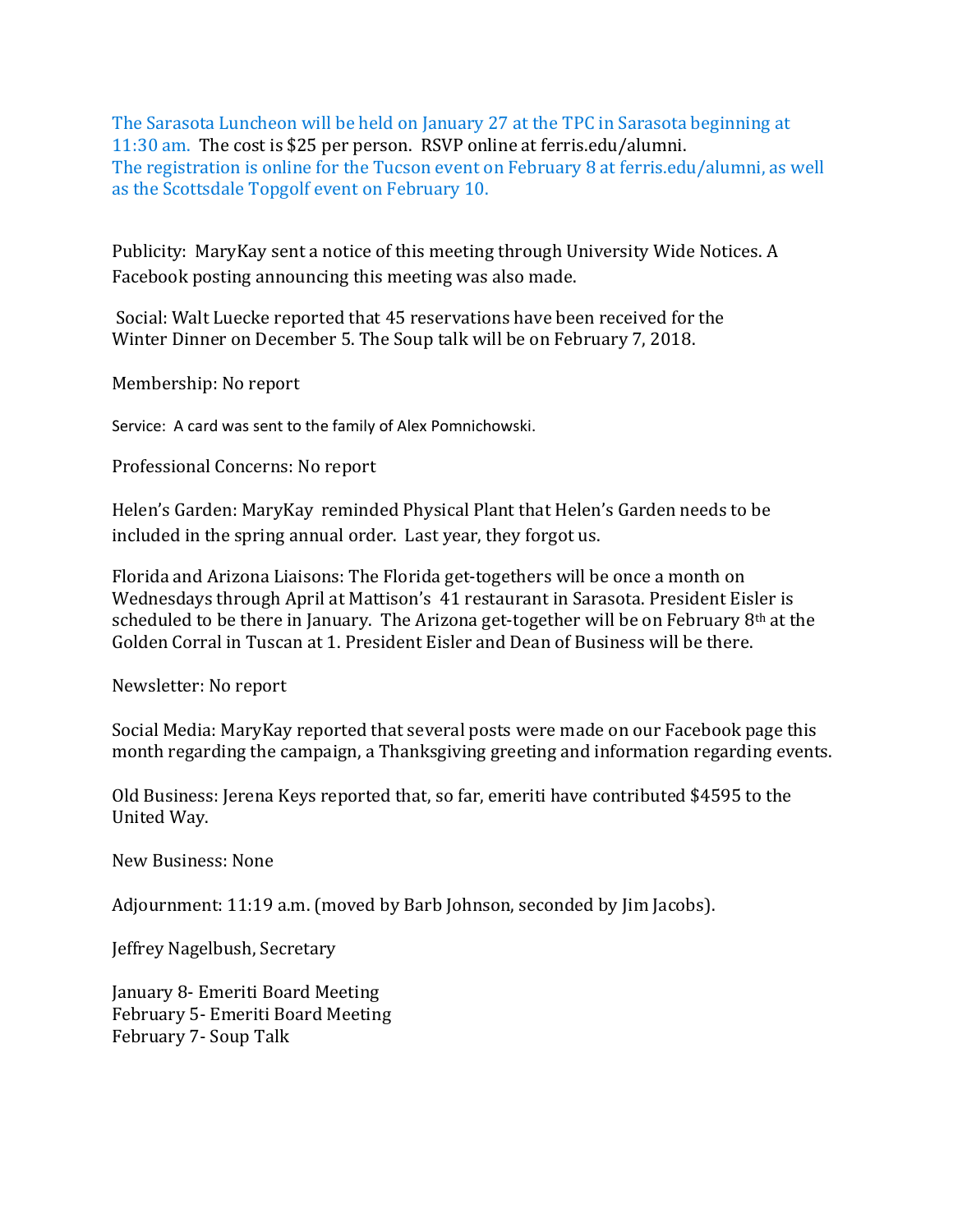The Sarasota Luncheon will be held on January 27 at the TPC in Sarasota beginning at 11:30 am. The cost is $25 per person. RSVP online at ferris.edu/alumni.
The registration is online for the Tucson event on February 8 at ferris.edu/alumni, as well as the Scottsdale Topgolf event on February 10.

Publicity: MaryKay sent a notice of this meeting through University Wide Notices. A Facebook posting announcing this meeting was also made.

Social: Walt Luecke reported that 45 reservations have been received for the Winter Dinner on December 5. The Soup talk will be on February 7, 2018.

Membership: No report

Service: A card was sent to the family of Alex Pomnichowski.

Professional Concerns: No report

Helen's Garden: MaryKay reminded Physical Plant that Helen's Garden needs to be included in the spring annual order. Last year, they forgot us.

Florida and Arizona Liaisons: The Florida get-togethers will be once a month on Wednesdays through April at Mattison's 41 restaurant in Sarasota. President Eisler is scheduled to be there in January. The Arizona get-together will be on February 8th at the Golden Corral in Tuscan at 1. President Eisler and Dean of Business will be there.

Newsletter: No report

Social Media: MaryKay reported that several posts were made on our Facebook page this month regarding the campaign, a Thanksgiving greeting and information regarding events.

Old Business: Jerena Keys reported that, so far, emeriti have contributed $4595 to the United Way.

New Business: None

Adjournment: 11:19 a.m. (moved by Barb Johnson, seconded by Jim Jacobs).

Jeffrey Nagelbush, Secretary

January 8- Emeriti Board Meeting
February 5- Emeriti Board Meeting
February 7- Soup Talk